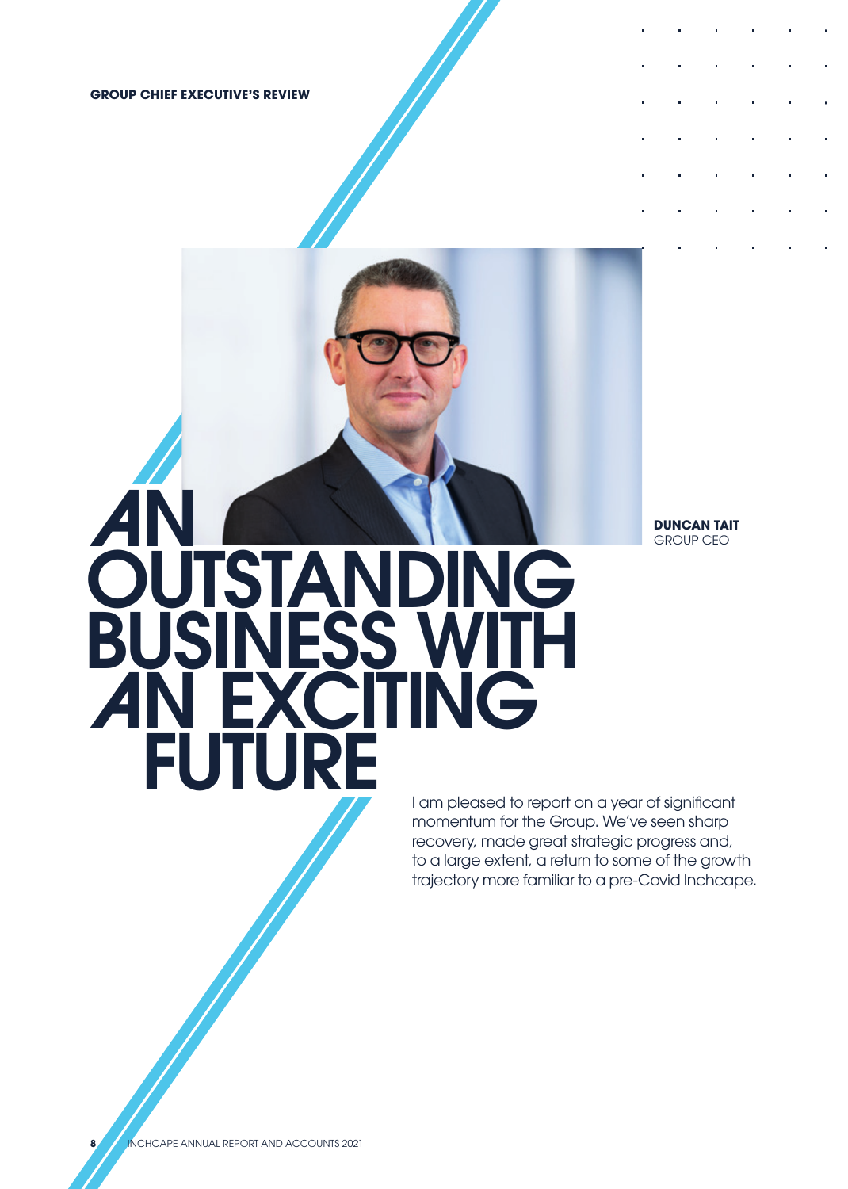GROUP CHIEF EXECUTIVE'S REVIEW

# AN OUTSTANDING BUSINESS WITH AN EXCITING FUTURE

**DUNCAN TAIT**
GROUP CEO

I am pleased to report on a year of significant momentum for the Group. We've seen sharp recovery, made great strategic progress and, to a large extent, a return to some of the growth trajectory more familiar to a pre-Covid Inchcape.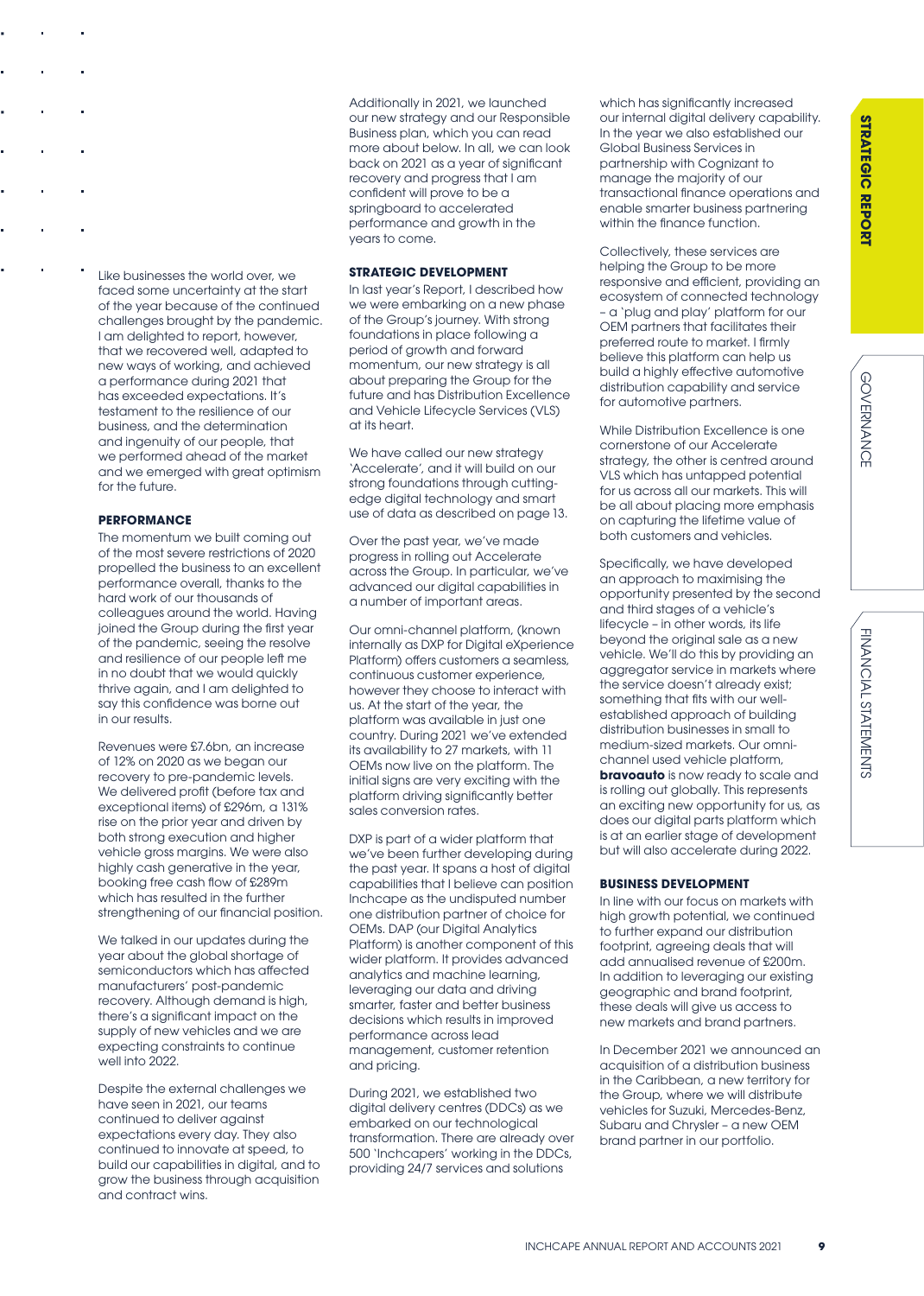Like businesses the world over, we faced some uncertainty at the start of the year because of the continued challenges brought by the pandemic. I am delighted to report, however, that we recovered well, adapted to new ways of working, and achieved a performance during 2021 that has exceeded expectations. It's testament to the resilience of our business, and the determination and ingenuity of our people, that we performed ahead of the market and we emerged with great optimism for the future.

### PERFORMANCE

The momentum we built coming out of the most severe restrictions of 2020 propelled the business to an excellent performance overall, thanks to the hard work of our thousands of colleagues around the world. Having joined the Group during the first year of the pandemic, seeing the resolve and resilience of our people left me in no doubt that we would quickly thrive again, and I am delighted to say this confidence was borne out in our results.

Revenues were £7.6bn, an increase of 12% on 2020 as we began our recovery to pre-pandemic levels. We delivered profit (before tax and exceptional items) of £296m, a 131% rise on the prior year and driven by both strong execution and higher vehicle gross margins. We were also highly cash generative in the year, booking free cash flow of £289m which has resulted in the further strengthening of our financial position.

We talked in our updates during the year about the global shortage of semiconductors which has affected manufacturers' post-pandemic recovery. Although demand is high, there's a significant impact on the supply of new vehicles and we are expecting constraints to continue well into 2022.

Despite the external challenges we have seen in 2021, our teams continued to deliver against expectations every day. They also continued to innovate at speed, to build our capabilities in digital, and to grow the business through acquisition and contract wins.

Additionally in 2021, we launched our new strategy and our Responsible Business plan, which you can read more about below. In all, we can look back on 2021 as a year of significant recovery and progress that I am confident will prove to be a springboard to accelerated performance and growth in the years to come.

### STRATEGIC DEVELOPMENT

In last year's Report, I described how we were embarking on a new phase of the Group's journey. With strong foundations in place following a period of growth and forward momentum, our new strategy is all about preparing the Group for the future and has Distribution Excellence and Vehicle Lifecycle Services (VLS) at its heart.

We have called our new strategy 'Accelerate', and it will build on our strong foundations through cutting-edge digital technology and smart use of data as described on page 13.

Over the past year, we've made progress in rolling out Accelerate across the Group. In particular, we've advanced our digital capabilities in a number of important areas.

Our omni-channel platform, (known internally as DXP for Digital eXperience Platform) offers customers a seamless, continuous customer experience, however they choose to interact with us. At the start of the year, the platform was available in just one country. During 2021 we've extended its availability to 27 markets, with 11 OEMs now live on the platform. The initial signs are very exciting with the platform driving significantly better sales conversion rates.

DXP is part of a wider platform that we've been further developing during the past year. It spans a host of digital capabilities that I believe can position Inchcape as the undisputed number one distribution partner of choice for OEMs. DAP (our Digital Analytics Platform) is another component of this wider platform. It provides advanced analytics and machine learning, leveraging our data and driving smarter, faster and better business decisions which results in improved performance across lead management, customer retention and pricing.

During 2021, we established two digital delivery centres (DDCs) as we embarked on our technological transformation. There are already over 500 'Inchcapers' working in the DDCs, providing 24/7 services and solutions which has significantly increased our internal digital delivery capability. In the year we also established our Global Business Services in partnership with Cognizant to manage the majority of our transactional finance operations and enable smarter business partnering within the finance function.

Collectively, these services are helping the Group to be more responsive and efficient, providing an ecosystem of connected technology – a 'plug and play' platform for our OEM partners that facilitates their preferred route to market. I firmly believe this platform can help us build a highly effective automotive distribution capability and service for automotive partners.

While Distribution Excellence is one cornerstone of our Accelerate strategy, the other is centred around VLS which has untapped potential for us across all our markets. This will be all about placing more emphasis on capturing the lifetime value of both customers and vehicles.

Specifically, we have developed an approach to maximising the opportunity presented by the second and third stages of a vehicle's lifecycle – in other words, its life beyond the original sale as a new vehicle. We'll do this by providing an aggregator service in markets where the service doesn't already exist; something that fits with our well-established approach of building distribution businesses in small to medium-sized markets. Our omni-channel used vehicle platform, **bravoauto** is now ready to scale and is rolling out globally. This represents an exciting new opportunity for us, as does our digital parts platform which is at an earlier stage of development but will also accelerate during 2022.

### BUSINESS DEVELOPMENT

In line with our focus on markets with high growth potential, we continued to further expand our distribution footprint, agreeing deals that will add annualised revenue of £200m. In addition to leveraging our existing geographic and brand footprint, these deals will give us access to new markets and brand partners.

In December 2021 we announced an acquisition of a distribution business in the Caribbean, a new territory for the Group, where we will distribute vehicles for Suzuki, Mercedes-Benz, Subaru and Chrysler – a new OEM brand partner in our portfolio.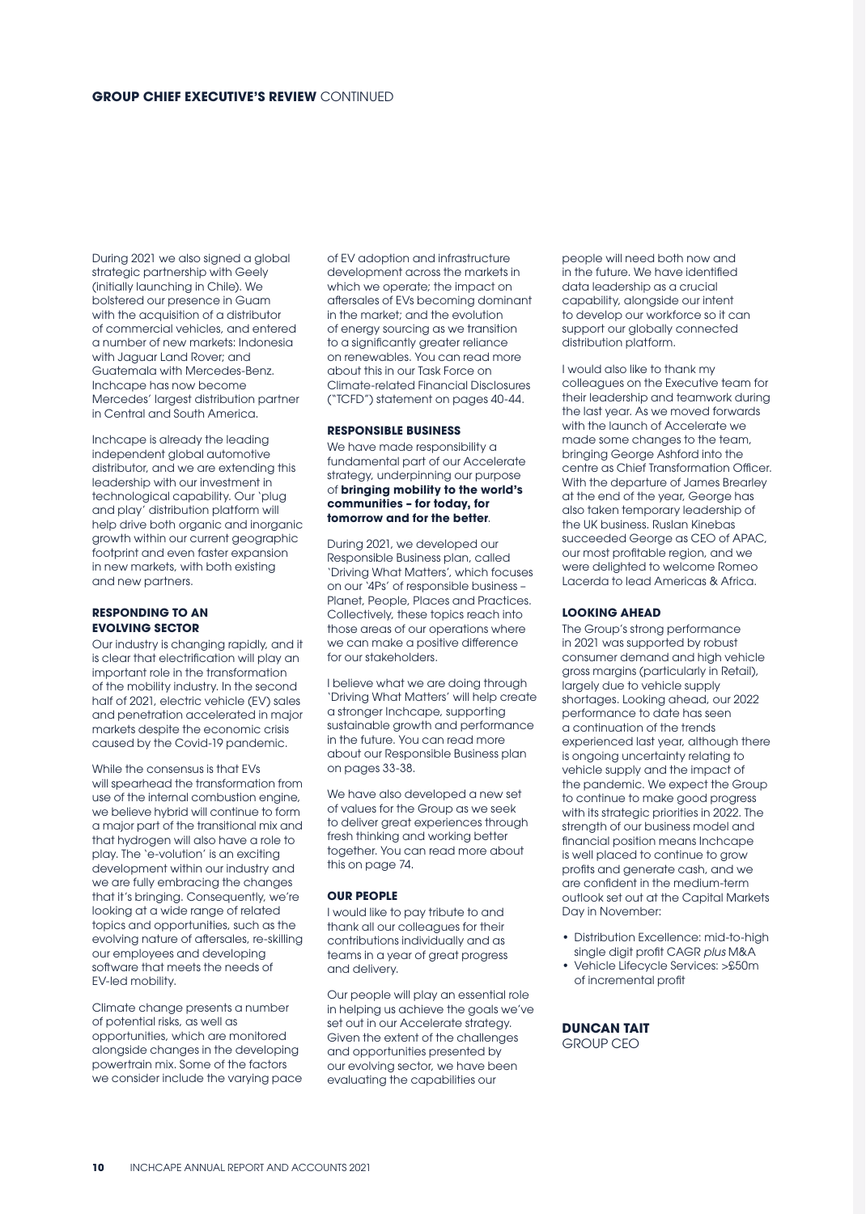## GROUP CHIEF EXECUTIVE'S REVIEW CONTINUED

During 2021 we also signed a global strategic partnership with Geely (initially launching in Chile). We bolstered our presence in Guam with the acquisition of a distributor of commercial vehicles, and entered a number of new markets: Indonesia with Jaguar Land Rover; and Guatemala with Mercedes-Benz. Inchcape has now become Mercedes' largest distribution partner in Central and South America.

Inchcape is already the leading independent global automotive distributor, and we are extending this leadership with our investment in technological capability. Our 'plug and play' distribution platform will help drive both organic and inorganic growth within our current geographic footprint and even faster expansion in new markets, with both existing and new partners.

### RESPONDING TO AN EVOLVING SECTOR

Our industry is changing rapidly, and it is clear that electrification will play an important role in the transformation of the mobility industry. In the second half of 2021, electric vehicle (EV) sales and penetration accelerated in major markets despite the economic crisis caused by the Covid-19 pandemic.

While the consensus is that EVs will spearhead the transformation from use of the internal combustion engine, we believe hybrid will continue to form a major part of the transitional mix and that hydrogen will also have a role to play. The 'e-volution' is an exciting development within our industry and we are fully embracing the changes that it's bringing. Consequently, we're looking at a wide range of related topics and opportunities, such as the evolving nature of aftersales, re-skilling our employees and developing software that meets the needs of EV-led mobility.

Climate change presents a number of potential risks, as well as opportunities, which are monitored alongside changes in the developing powertrain mix. Some of the factors we consider include the varying pace of EV adoption and infrastructure development across the markets in which we operate; the impact on aftersales of EVs becoming dominant in the market; and the evolution of energy sourcing as we transition to a significantly greater reliance on renewables. You can read more about this in our Task Force on Climate-related Financial Disclosures ("TCFD") statement on pages 40-44.

### RESPONSIBLE BUSINESS

We have made responsibility a fundamental part of our Accelerate strategy, underpinning our purpose of **bringing mobility to the world's communities – for today, for tomorrow and for the better**.

During 2021, we developed our Responsible Business plan, called 'Driving What Matters', which focuses on our '4Ps' of responsible business – Planet, People, Places and Practices. Collectively, these topics reach into those areas of our operations where we can make a positive difference for our stakeholders.

I believe what we are doing through 'Driving What Matters' will help create a stronger Inchcape, supporting sustainable growth and performance in the future. You can read more about our Responsible Business plan on pages 33-38.

We have also developed a new set of values for the Group as we seek to deliver great experiences through fresh thinking and working better together. You can read more about this on page 74.

### OUR PEOPLE

I would like to pay tribute to and thank all our colleagues for their contributions individually and as teams in a year of great progress and delivery.

Our people will play an essential role in helping us achieve the goals we've set out in our Accelerate strategy. Given the extent of the challenges and opportunities presented by our evolving sector, we have been evaluating the capabilities our people will need both now and in the future. We have identified data leadership as a crucial capability, alongside our intent to develop our workforce so it can support our globally connected distribution platform.

I would also like to thank my colleagues on the Executive team for their leadership and teamwork during the last year. As we moved forwards with the launch of Accelerate we made some changes to the team, bringing George Ashford into the centre as Chief Transformation Officer. With the departure of James Brearley at the end of the year, George has also taken temporary leadership of the UK business. Ruslan Kinebas succeeded George as CEO of APAC, our most profitable region, and we were delighted to welcome Romeo Lacerda to lead Americas & Africa.

### LOOKING AHEAD

The Group's strong performance in 2021 was supported by robust consumer demand and high vehicle gross margins (particularly in Retail), largely due to vehicle supply shortages. Looking ahead, our 2022 performance to date has seen a continuation of the trends experienced last year, although there is ongoing uncertainty relating to vehicle supply and the impact of the pandemic. We expect the Group to continue to make good progress with its strategic priorities in 2022. The strength of our business model and financial position means Inchcape is well placed to continue to grow profits and generate cash, and we are confident in the medium-term outlook set out at the Capital Markets Day in November:

- Distribution Excellence: mid-to-high single digit profit CAGR *plus* M&A
- Vehicle Lifecycle Services: >£50m of incremental profit

**DUNCAN TAIT**
GROUP CEO